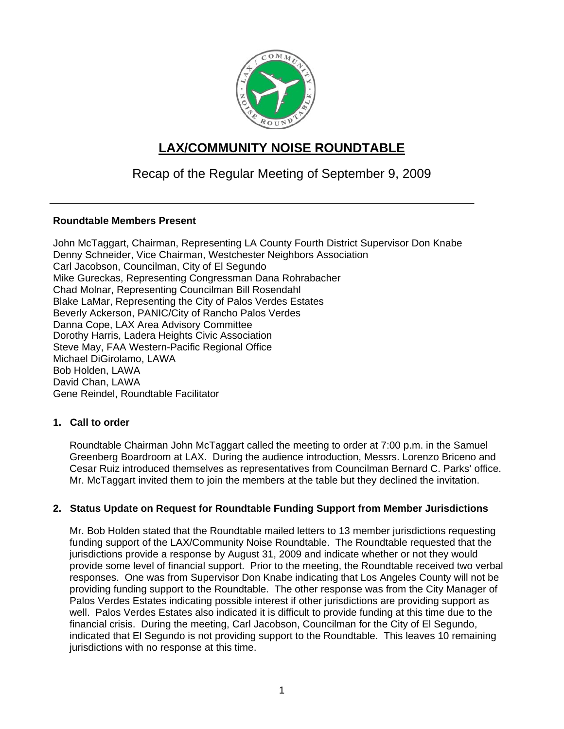# LAX/COMMUNITY NOISE ROUNDTABLE

Recap of the Regular Meeting of September 9, 2009

---

**Roundtable Members Present**

John McTaggart, Chairman, Representing LA County Fourth District Supervisor Don Knabe
Denny Schneider, Vice Chairman, Westchester Neighbors Association
Carl Jacobson, Councilman, City of El Segundo
Mike Gureckas, Representing Congressman Dana Rohrabacher
Chad Molnar, Representing Councilman Bill Rosendahl
Blake LaMar, Representing the City of Palos Verdes Estates
Beverly Ackerson, PANIC/City of Rancho Palos Verdes
Danna Cope, LAX Area Advisory Committee
Dorothy Harris, Ladera Heights Civic Association
Steve May, FAA Western-Pacific Regional Office
Michael DiGirolamo, LAWA
Bob Holden, LAWA
David Chan, LAWA
Gene Reindel, Roundtable Facilitator

**1. Call to order**

Roundtable Chairman John McTaggart called the meeting to order at 7:00 p.m. in the Samuel Greenberg Boardroom at LAX. During the audience introduction, Messrs. Lorenzo Briceno and Cesar Ruiz introduced themselves as representatives from Councilman Bernard C. Parks' office. Mr. McTaggart invited them to join the members at the table but they declined the invitation.

**2. Status Update on Request for Roundtable Funding Support from Member Jurisdictions**

Mr. Bob Holden stated that the Roundtable mailed letters to 13 member jurisdictions requesting funding support of the LAX/Community Noise Roundtable. The Roundtable requested that the jurisdictions provide a response by August 31, 2009 and indicate whether or not they would provide some level of financial support. Prior to the meeting, the Roundtable received two verbal responses. One was from Supervisor Don Knabe indicating that Los Angeles County will not be providing funding support to the Roundtable. The other response was from the City Manager of Palos Verdes Estates indicating possible interest if other jurisdictions are providing support as well. Palos Verdes Estates also indicated it is difficult to provide funding at this time due to the financial crisis. During the meeting, Carl Jacobson, Councilman for the City of El Segundo, indicated that El Segundo is not providing support to the Roundtable. This leaves 10 remaining jurisdictions with no response at this time.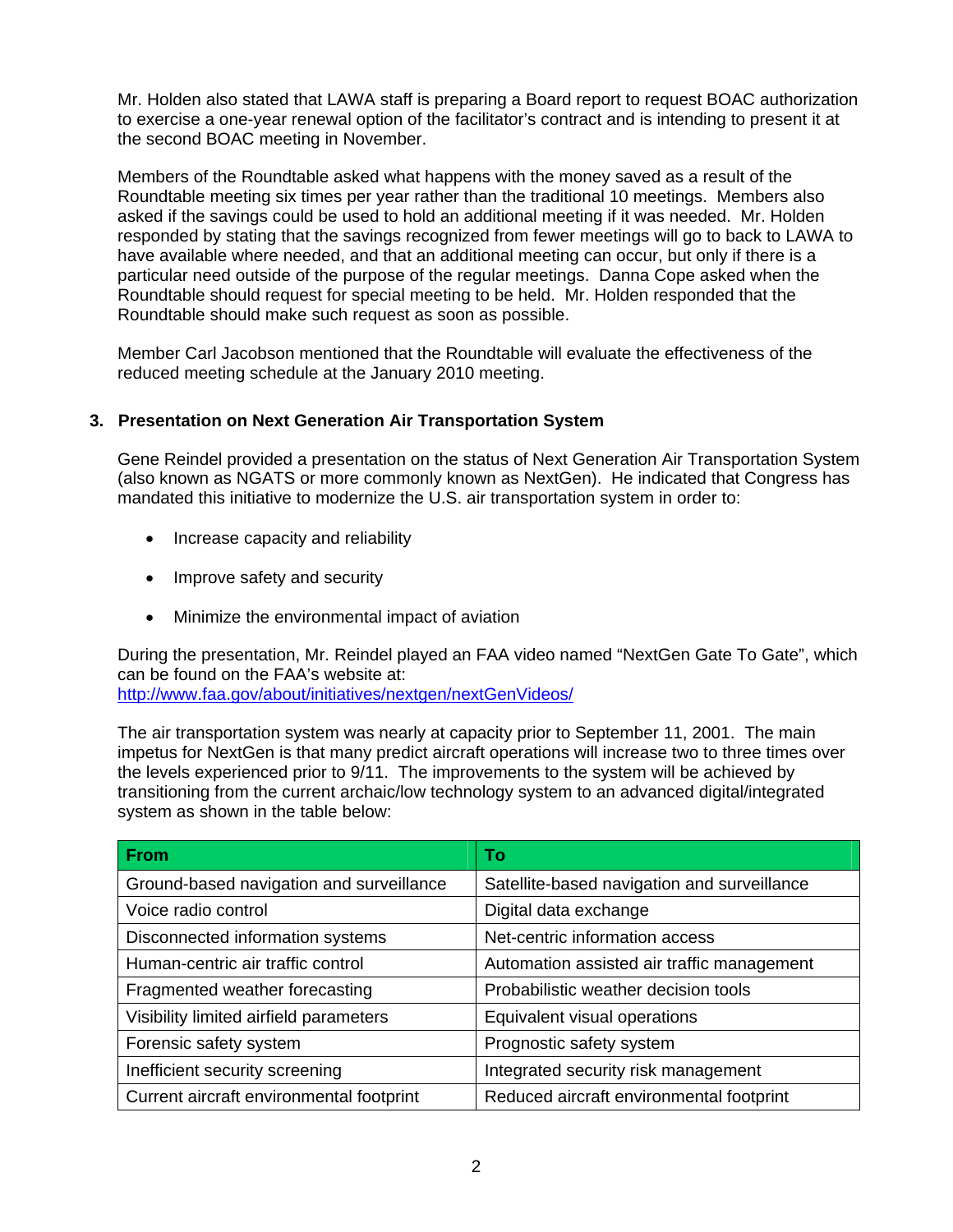Mr. Holden also stated that LAWA staff is preparing a Board report to request BOAC authorization to exercise a one-year renewal option of the facilitator's contract and is intending to present it at the second BOAC meeting in November.

Members of the Roundtable asked what happens with the money saved as a result of the Roundtable meeting six times per year rather than the traditional 10 meetings. Members also asked if the savings could be used to hold an additional meeting if it was needed. Mr. Holden responded by stating that the savings recognized from fewer meetings will go to back to LAWA to have available where needed, and that an additional meeting can occur, but only if there is a particular need outside of the purpose of the regular meetings. Danna Cope asked when the Roundtable should request for special meeting to be held. Mr. Holden responded that the Roundtable should make such request as soon as possible.

Member Carl Jacobson mentioned that the Roundtable will evaluate the effectiveness of the reduced meeting schedule at the January 2010 meeting.

### 3. Presentation on Next Generation Air Transportation System

Gene Reindel provided a presentation on the status of Next Generation Air Transportation System (also known as NGATS or more commonly known as NextGen). He indicated that Congress has mandated this initiative to modernize the U.S. air transportation system in order to:

- Increase capacity and reliability
- Improve safety and security
- Minimize the environmental impact of aviation

During the presentation, Mr. Reindel played an FAA video named "NextGen Gate To Gate", which can be found on the FAA's website at: http://www.faa.gov/about/initiatives/nextgen/nextGenVideos/

The air transportation system was nearly at capacity prior to September 11, 2001. The main impetus for NextGen is that many predict aircraft operations will increase two to three times over the levels experienced prior to 9/11. The improvements to the system will be achieved by transitioning from the current archaic/low technology system to an advanced digital/integrated system as shown in the table below:

| From | To |
|---|---|
| Ground-based navigation and surveillance | Satellite-based navigation and surveillance |
| Voice radio control | Digital data exchange |
| Disconnected information systems | Net-centric information access |
| Human-centric air traffic control | Automation assisted air traffic management |
| Fragmented weather forecasting | Probabilistic weather decision tools |
| Visibility limited airfield parameters | Equivalent visual operations |
| Forensic safety system | Prognostic safety system |
| Inefficient security screening | Integrated security risk management |
| Current aircraft environmental footprint | Reduced aircraft environmental footprint |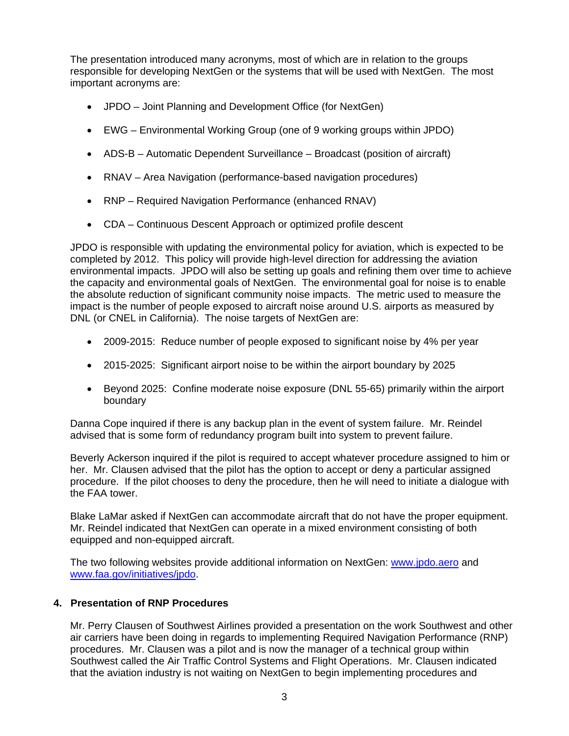The presentation introduced many acronyms, most of which are in relation to the groups responsible for developing NextGen or the systems that will be used with NextGen. The most important acronyms are:

- JPDO – Joint Planning and Development Office (for NextGen)
- EWG – Environmental Working Group (one of 9 working groups within JPDO)
- ADS-B – Automatic Dependent Surveillance – Broadcast (position of aircraft)
- RNAV – Area Navigation (performance-based navigation procedures)
- RNP – Required Navigation Performance (enhanced RNAV)
- CDA – Continuous Descent Approach or optimized profile descent

JPDO is responsible with updating the environmental policy for aviation, which is expected to be completed by 2012. This policy will provide high-level direction for addressing the aviation environmental impacts. JPDO will also be setting up goals and refining them over time to achieve the capacity and environmental goals of NextGen. The environmental goal for noise is to enable the absolute reduction of significant community noise impacts. The metric used to measure the impact is the number of people exposed to aircraft noise around U.S. airports as measured by DNL (or CNEL in California). The noise targets of NextGen are:

- 2009-2015: Reduce number of people exposed to significant noise by 4% per year
- 2015-2025: Significant airport noise to be within the airport boundary by 2025
- Beyond 2025: Confine moderate noise exposure (DNL 55-65) primarily within the airport boundary

Danna Cope inquired if there is any backup plan in the event of system failure. Mr. Reindel advised that is some form of redundancy program built into system to prevent failure.

Beverly Ackerson inquired if the pilot is required to accept whatever procedure assigned to him or her. Mr. Clausen advised that the pilot has the option to accept or deny a particular assigned procedure. If the pilot chooses to deny the procedure, then he will need to initiate a dialogue with the FAA tower.

Blake LaMar asked if NextGen can accommodate aircraft that do not have the proper equipment. Mr. Reindel indicated that NextGen can operate in a mixed environment consisting of both equipped and non-equipped aircraft.

The two following websites provide additional information on NextGen: www.jpdo.aero and www.faa.gov/initiatives/jpdo.

## 4. Presentation of RNP Procedures

Mr. Perry Clausen of Southwest Airlines provided a presentation on the work Southwest and other air carriers have been doing in regards to implementing Required Navigation Performance (RNP) procedures. Mr. Clausen was a pilot and is now the manager of a technical group within Southwest called the Air Traffic Control Systems and Flight Operations. Mr. Clausen indicated that the aviation industry is not waiting on NextGen to begin implementing procedures and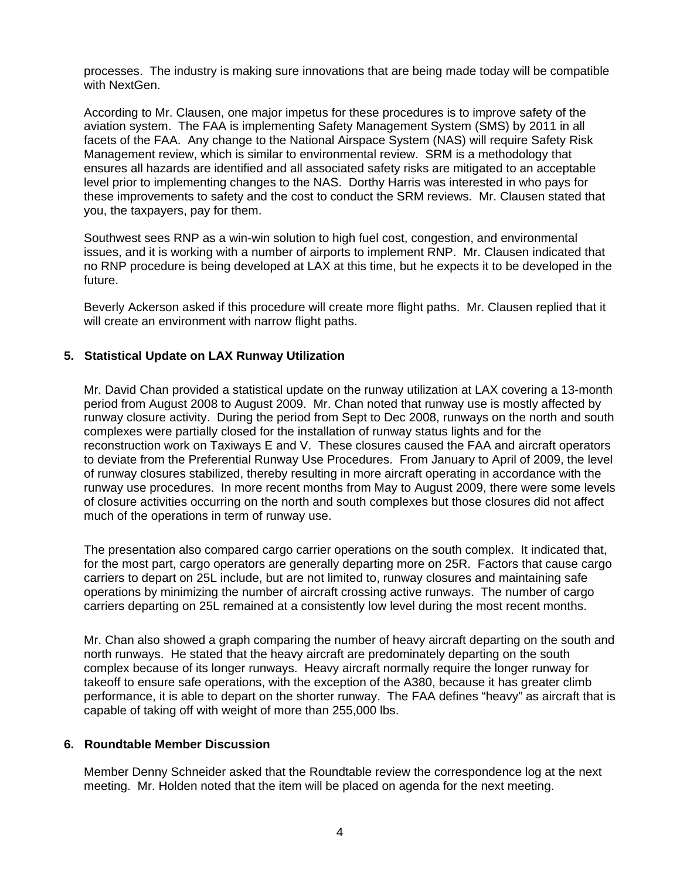processes. The industry is making sure innovations that are being made today will be compatible with NextGen.

According to Mr. Clausen, one major impetus for these procedures is to improve safety of the aviation system. The FAA is implementing Safety Management System (SMS) by 2011 in all facets of the FAA. Any change to the National Airspace System (NAS) will require Safety Risk Management review, which is similar to environmental review. SRM is a methodology that ensures all hazards are identified and all associated safety risks are mitigated to an acceptable level prior to implementing changes to the NAS. Dorthy Harris was interested in who pays for these improvements to safety and the cost to conduct the SRM reviews. Mr. Clausen stated that you, the taxpayers, pay for them.

Southwest sees RNP as a win-win solution to high fuel cost, congestion, and environmental issues, and it is working with a number of airports to implement RNP. Mr. Clausen indicated that no RNP procedure is being developed at LAX at this time, but he expects it to be developed in the future.

Beverly Ackerson asked if this procedure will create more flight paths. Mr. Clausen replied that it will create an environment with narrow flight paths.

**5. Statistical Update on LAX Runway Utilization**

Mr. David Chan provided a statistical update on the runway utilization at LAX covering a 13-month period from August 2008 to August 2009. Mr. Chan noted that runway use is mostly affected by runway closure activity. During the period from Sept to Dec 2008, runways on the north and south complexes were partially closed for the installation of runway status lights and for the reconstruction work on Taxiways E and V. These closures caused the FAA and aircraft operators to deviate from the Preferential Runway Use Procedures. From January to April of 2009, the level of runway closures stabilized, thereby resulting in more aircraft operating in accordance with the runway use procedures. In more recent months from May to August 2009, there were some levels of closure activities occurring on the north and south complexes but those closures did not affect much of the operations in term of runway use.

The presentation also compared cargo carrier operations on the south complex. It indicated that, for the most part, cargo operators are generally departing more on 25R. Factors that cause cargo carriers to depart on 25L include, but are not limited to, runway closures and maintaining safe operations by minimizing the number of aircraft crossing active runways. The number of cargo carriers departing on 25L remained at a consistently low level during the most recent months.

Mr. Chan also showed a graph comparing the number of heavy aircraft departing on the south and north runways. He stated that the heavy aircraft are predominately departing on the south complex because of its longer runways. Heavy aircraft normally require the longer runway for takeoff to ensure safe operations, with the exception of the A380, because it has greater climb performance, it is able to depart on the shorter runway. The FAA defines "heavy" as aircraft that is capable of taking off with weight of more than 255,000 lbs.

**6. Roundtable Member Discussion**

Member Denny Schneider asked that the Roundtable review the correspondence log at the next meeting. Mr. Holden noted that the item will be placed on agenda for the next meeting.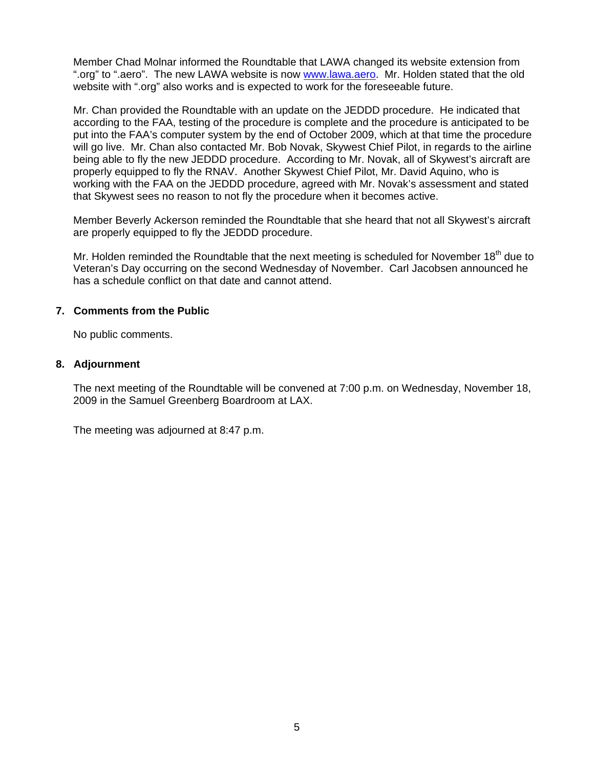Member Chad Molnar informed the Roundtable that LAWA changed its website extension from ".org" to ".aero". The new LAWA website is now www.lawa.aero. Mr. Holden stated that the old website with ".org" also works and is expected to work for the foreseeable future.

Mr. Chan provided the Roundtable with an update on the JEDDD procedure. He indicated that according to the FAA, testing of the procedure is complete and the procedure is anticipated to be put into the FAA's computer system by the end of October 2009, which at that time the procedure will go live. Mr. Chan also contacted Mr. Bob Novak, Skywest Chief Pilot, in regards to the airline being able to fly the new JEDDD procedure. According to Mr. Novak, all of Skywest's aircraft are properly equipped to fly the RNAV. Another Skywest Chief Pilot, Mr. David Aquino, who is working with the FAA on the JEDDD procedure, agreed with Mr. Novak's assessment and stated that Skywest sees no reason to not fly the procedure when it becomes active.

Member Beverly Ackerson reminded the Roundtable that she heard that not all Skywest's aircraft are properly equipped to fly the JEDDD procedure.

Mr. Holden reminded the Roundtable that the next meeting is scheduled for November 18th due to Veteran's Day occurring on the second Wednesday of November. Carl Jacobsen announced he has a schedule conflict on that date and cannot attend.

## 7. Comments from the Public

No public comments.

## 8. Adjournment

The next meeting of the Roundtable will be convened at 7:00 p.m. on Wednesday, November 18, 2009 in the Samuel Greenberg Boardroom at LAX.

The meeting was adjourned at 8:47 p.m.